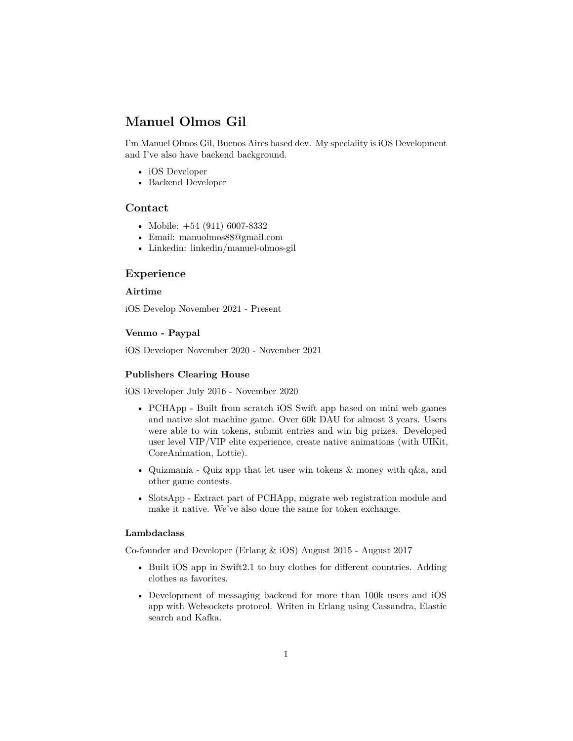# Manuel Olmos Gil

I'm Manuel Olmos Gil, Buenos Aires based dev. My speciality is iOS Development and I've also have backend background.

- iOS Developer
- Backend Developer

## Contact

- Mobile: +54 (911) 6007-8332
- Email: manuolmos88@gmail.com
- Linkedin: linkedin/manuel-olmos-gil

## Experience

### Airtime

iOS Develop November 2021 - Present

### Venmo - Paypal

iOS Developer November 2020 - November 2021

### Publishers Clearing House

iOS Developer July 2016 - November 2020

- PCHApp - Built from scratch iOS Swift app based on mini web games and native slot machine game. Over 60k DAU for almost 3 years. Users were able to win tokens, submit entries and win big prizes. Developed user level VIP/VIP elite experience, create native animations (with UIKit, CoreAnimation, Lottie).

- Quizmania - Quiz app that let user win tokens & money with q&a, and other game contests.

- SlotsApp - Extract part of PCHApp, migrate web registration module and make it native. We've also done the same for token exchange.

### Lambdaclass

Co-founder and Developer (Erlang & iOS) August 2015 - August 2017

- Built iOS app in Swift2.1 to buy clothes for different countries. Adding clothes as favorites.

- Development of messaging backend for more than 100k users and iOS app with Websockets protocol. Writen in Erlang using Cassandra, Elastic search and Kafka.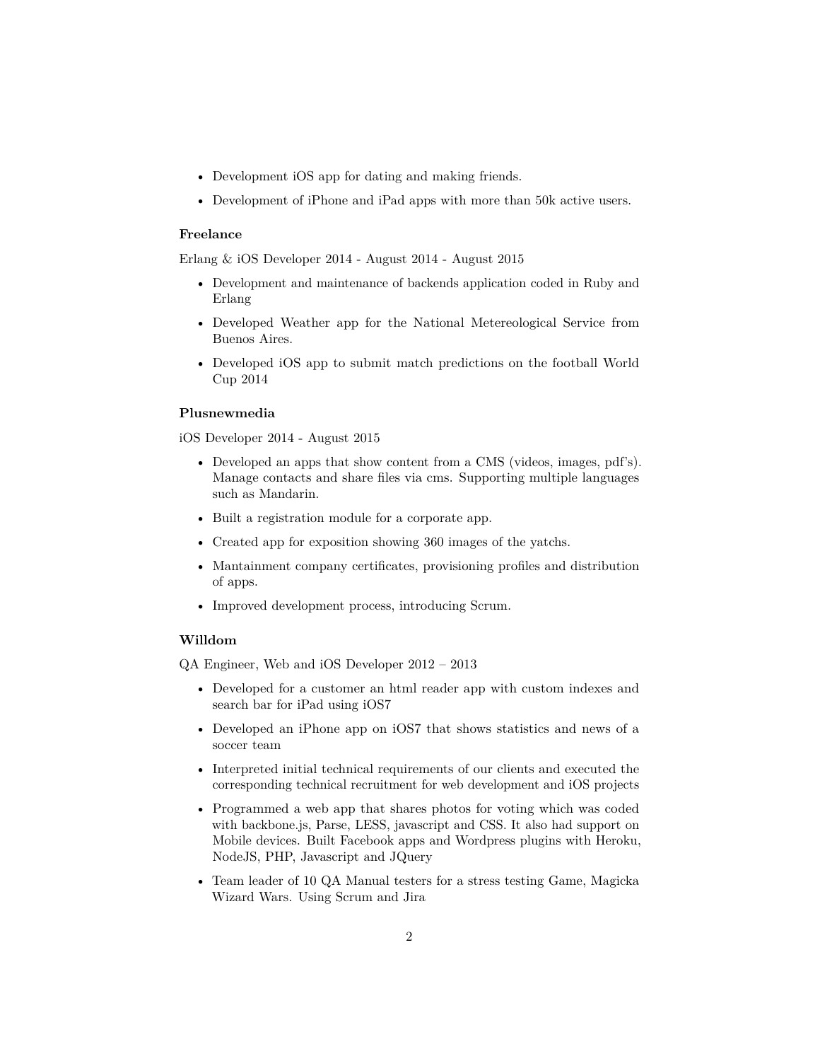- Development iOS app for dating and making friends.
- Development of iPhone and iPad apps with more than 50k active users.

### Freelance

Erlang & iOS Developer 2014 - August 2014 - August 2015

- Development and maintenance of backends application coded in Ruby and Erlang
- Developed Weather app for the National Metereological Service from Buenos Aires.
- Developed iOS app to submit match predictions on the football World Cup 2014

### Plusnewmedia

iOS Developer 2014 - August 2015

- Developed an apps that show content from a CMS (videos, images, pdf's). Manage contacts and share files via cms. Supporting multiple languages such as Mandarin.
- Built a registration module for a corporate app.
- Created app for exposition showing 360 images of the yatchs.
- Mantainment company certificates, provisioning profiles and distribution of apps.
- Improved development process, introducing Scrum.

### Willdom

QA Engineer, Web and iOS Developer 2012 – 2013

- Developed for a customer an html reader app with custom indexes and search bar for iPad using iOS7
- Developed an iPhone app on iOS7 that shows statistics and news of a soccer team
- Interpreted initial technical requirements of our clients and executed the corresponding technical recruitment for web development and iOS projects
- Programmed a web app that shares photos for voting which was coded with backbone.js, Parse, LESS, javascript and CSS. It also had support on Mobile devices. Built Facebook apps and Wordpress plugins with Heroku, NodeJS, PHP, Javascript and JQuery
- Team leader of 10 QA Manual testers for a stress testing Game, Magicka Wizard Wars. Using Scrum and Jira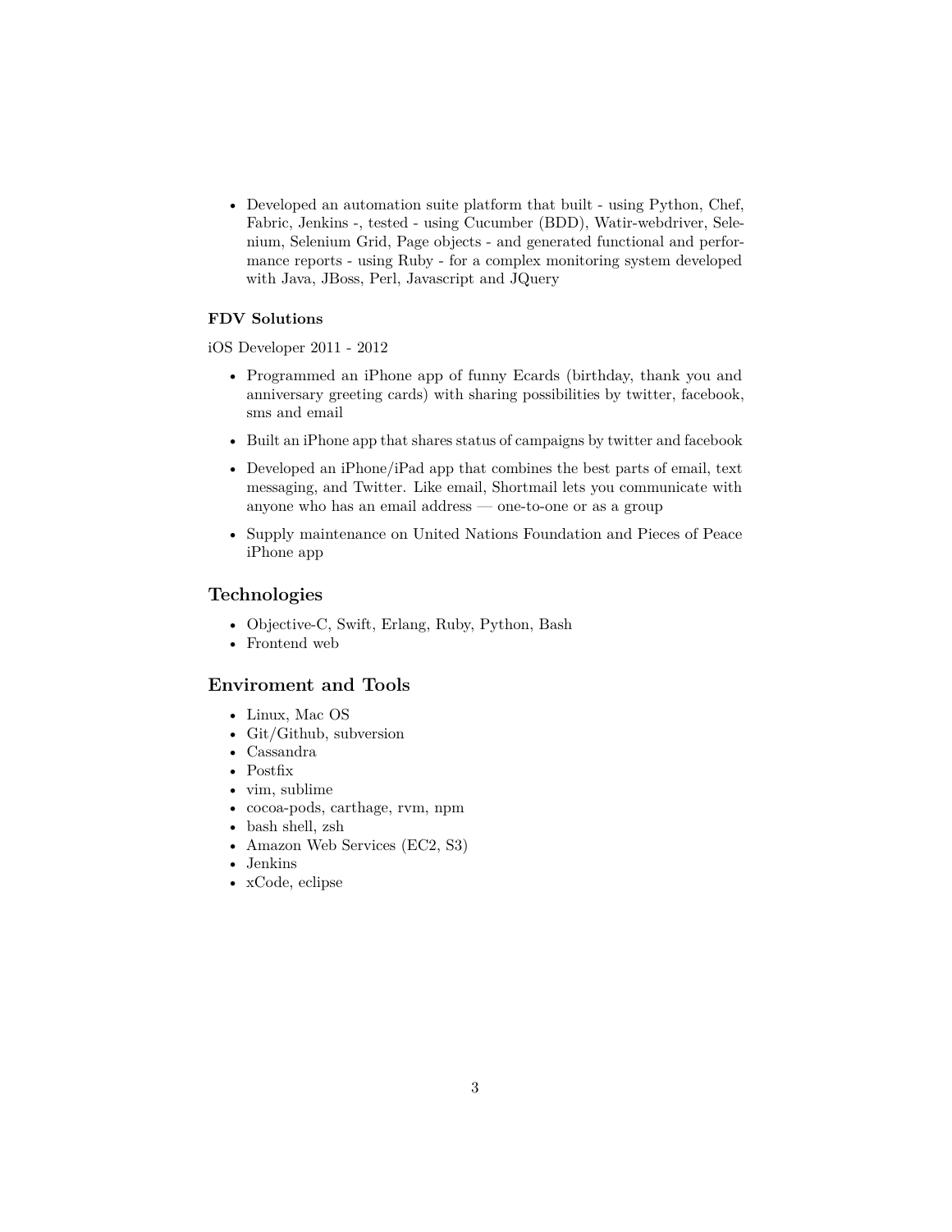- Developed an automation suite platform that built - using Python, Chef, Fabric, Jenkins -, tested - using Cucumber (BDD), Watir-webdriver, Selenium, Selenium Grid, Page objects - and generated functional and performance reports - using Ruby - for a complex monitoring system developed with Java, JBoss, Perl, Javascript and JQuery

### FDV Solutions

iOS Developer 2011 - 2012

- Programmed an iPhone app of funny Ecards (birthday, thank you and anniversary greeting cards) with sharing possibilities by twitter, facebook, sms and email
- Built an iPhone app that shares status of campaigns by twitter and facebook
- Developed an iPhone/iPad app that combines the best parts of email, text messaging, and Twitter. Like email, Shortmail lets you communicate with anyone who has an email address — one-to-one or as a group
- Supply maintenance on United Nations Foundation and Pieces of Peace iPhone app

## Technologies

- Objective-C, Swift, Erlang, Ruby, Python, Bash
- Frontend web

## Enviroment and Tools

- Linux, Mac OS
- Git/Github, subversion
- Cassandra
- Postfix
- vim, sublime
- cocoa-pods, carthage, rvm, npm
- bash shell, zsh
- Amazon Web Services (EC2, S3)
- Jenkins
- xCode, eclipse